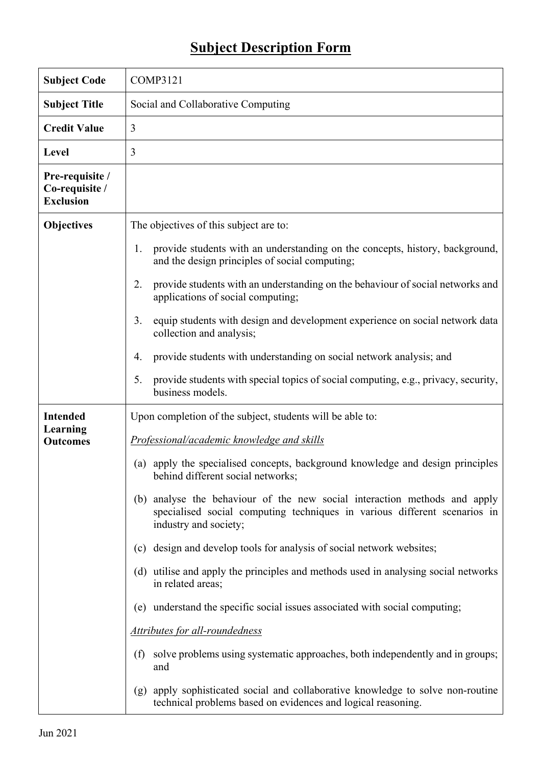# Subject Description Form

| | |
|---|---|
| **Subject Code** | COMP3121 |
| **Subject Title** | Social and Collaborative Computing |
| **Credit Value** | 3 |
| **Level** | 3 |
| **Pre-requisite / Co-requisite / Exclusion** | |
| **Objectives** | The objectives of this subject are to:<br><br>1. provide students with an understanding on the concepts, history, background, and the design principles of social computing;<br><br>2. provide students with an understanding on the behaviour of social networks and applications of social computing;<br><br>3. equip students with design and development experience on social network data collection and analysis;<br><br>4. provide students with understanding on social network analysis; and<br><br>5. provide students with special topics of social computing, e.g., privacy, security, business models. |
| **Intended Learning Outcomes** | Upon completion of the subject, students will be able to:<br><br>*Professional/academic knowledge and skills*<br><br>(a) apply the specialised concepts, background knowledge and design principles behind different social networks;<br><br>(b) analyse the behaviour of the new social interaction methods and apply specialised social computing techniques in various different scenarios in industry and society;<br><br>(c) design and develop tools for analysis of social network websites;<br><br>(d) utilise and apply the principles and methods used in analysing social networks in related areas;<br><br>(e) understand the specific social issues associated with social computing;<br><br>*Attributes for all-roundedness*<br><br>(f) solve problems using systematic approaches, both independently and in groups; and<br><br>(g) apply sophisticated social and collaborative knowledge to solve non-routine technical problems based on evidences and logical reasoning. |

Jun 2021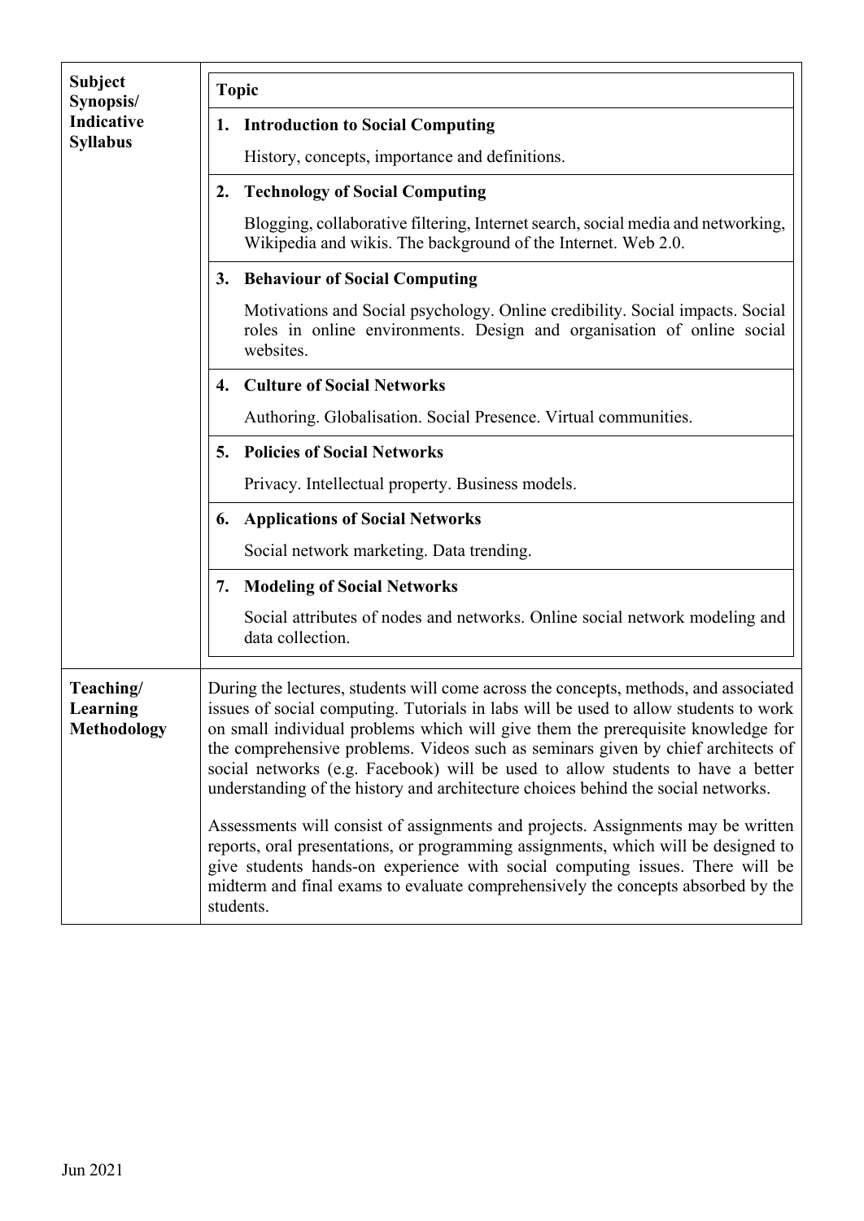| | |
|---|---|
| **Subject Synopsis/ Indicative Syllabus** | **Topic**<br><br>**1. Introduction to Social Computing**<br>History, concepts, importance and definitions.<br><br>**2. Technology of Social Computing**<br>Blogging, collaborative filtering, Internet search, social media and networking, Wikipedia and wikis. The background of the Internet. Web 2.0.<br><br>**3. Behaviour of Social Computing**<br>Motivations and Social psychology. Online credibility. Social impacts. Social roles in online environments. Design and organisation of online social websites.<br><br>**4. Culture of Social Networks**<br>Authoring. Globalisation. Social Presence. Virtual communities.<br><br>**5. Policies of Social Networks**<br>Privacy. Intellectual property. Business models.<br><br>**6. Applications of Social Networks**<br>Social network marketing. Data trending.<br><br>**7. Modeling of Social Networks**<br>Social attributes of nodes and networks. Online social network modeling and data collection. |
| **Teaching/ Learning Methodology** | During the lectures, students will come across the concepts, methods, and associated issues of social computing. Tutorials in labs will be used to allow students to work on small individual problems which will give them the prerequisite knowledge for the comprehensive problems. Videos such as seminars given by chief architects of social networks (e.g. Facebook) will be used to allow students to have a better understanding of the history and architecture choices behind the social networks.<br><br>Assessments will consist of assignments and projects. Assignments may be written reports, oral presentations, or programming assignments, which will be designed to give students hands-on experience with social computing issues. There will be midterm and final exams to evaluate comprehensively the concepts absorbed by the students. |

Jun 2021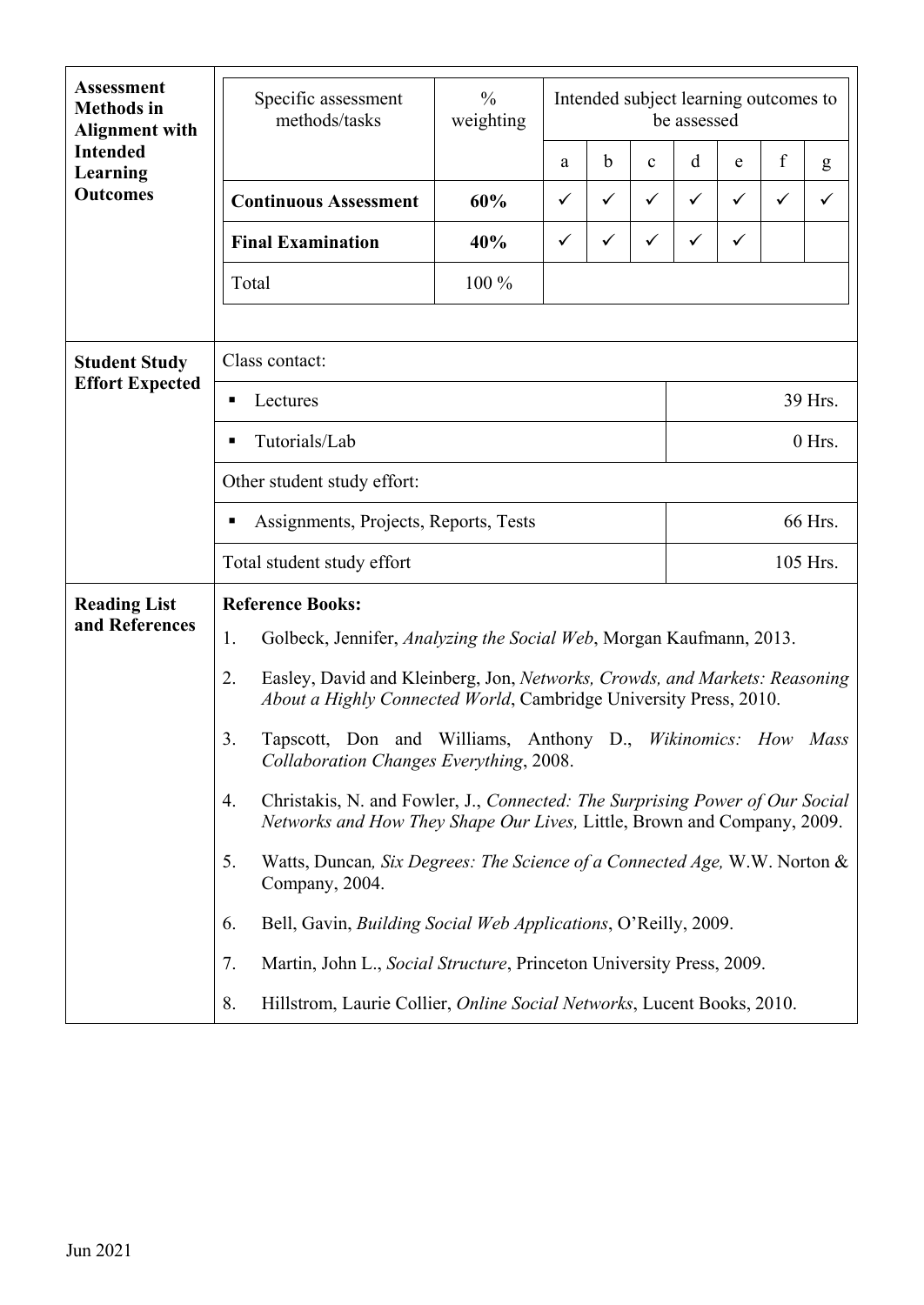**Assessment Methods in Alignment with Intended Learning Outcomes**

| Specific assessment methods/tasks | % weighting | Intended subject learning outcomes to be assessed | | | | | | |
|---|---|---|---|---|---|---|---|---|
| | | a | b | c | d | e | f | g |
| **Continuous Assessment** | **60%** | ✓ | ✓ | ✓ | ✓ | ✓ | ✓ | ✓ |
| **Final Examination** | **40%** | ✓ | ✓ | ✓ | ✓ | ✓ | | |
| Total | 100 % | | | | | | | |

**Student Study Effort Expected**

| | |
|---|---|
| Class contact: | |
| ▪ Lectures | 39 Hrs. |
| ▪ Tutorials/Lab | 0 Hrs. |
| Other student study effort: | |
| ▪ Assignments, Projects, Reports, Tests | 66 Hrs. |
| Total student study effort | 105 Hrs. |

**Reading List and References**

**Reference Books:**

1. Golbeck, Jennifer, *Analyzing the Social Web*, Morgan Kaufmann, 2013.
2. Easley, David and Kleinberg, Jon, *Networks, Crowds, and Markets: Reasoning About a Highly Connected World*, Cambridge University Press, 2010.
3. Tapscott, Don and Williams, Anthony D., *Wikinomics: How Mass Collaboration Changes Everything*, 2008.
4. Christakis, N. and Fowler, J., *Connected: The Surprising Power of Our Social Networks and How They Shape Our Lives,* Little, Brown and Company, 2009.
5. Watts, Duncan*, Six Degrees: The Science of a Connected Age,* W.W. Norton & Company, 2004.
6. Bell, Gavin, *Building Social Web Applications*, O'Reilly, 2009.
7. Martin, John L., *Social Structure*, Princeton University Press, 2009.
8. Hillstrom, Laurie Collier, *Online Social Networks*, Lucent Books, 2010.